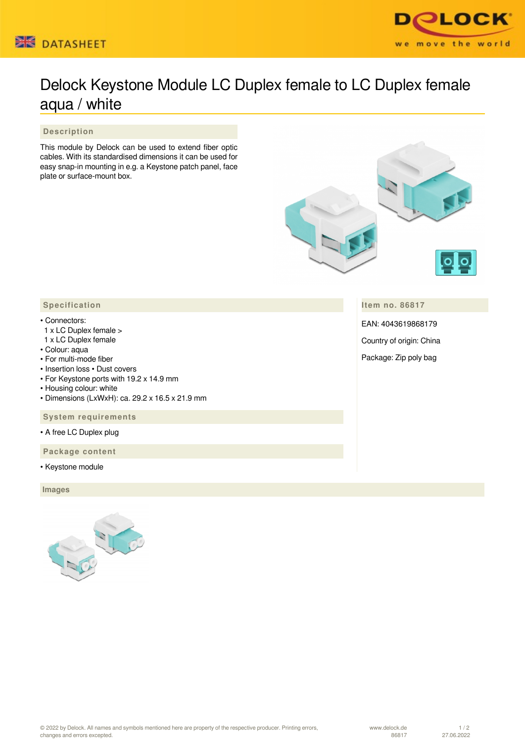# Delock Keystone Module LC Duplex female to LC Duplex female aqua / white

## Description

This module by Delock can be used to extend fiber optic cables. With its standardised dimensions it can be used for easy snap-in mounting in e.g. a Keystone patch panel, face plate or surface-mount box.

## Specification

- Connectors:
  1 x LC Duplex female >
  1 x LC Duplex female
- Colour: aqua
- For multi-mode fiber
- Insertion loss • Dust covers
- For Keystone ports with 19.2 x 14.9 mm
- Housing colour: white
- Dimensions (LxWxH): ca. 29.2 x 16.5 x 21.9 mm

## System requirements

- A free LC Duplex plug

## Package content

- Keystone module

## Item no. 86817

EAN: 4043619868179

Country of origin: China

Package: Zip poly bag

## Images

© 2022 by Delock. All names and symbols mentioned here are property of the respective producer. Printing errors, changes and errors excepted.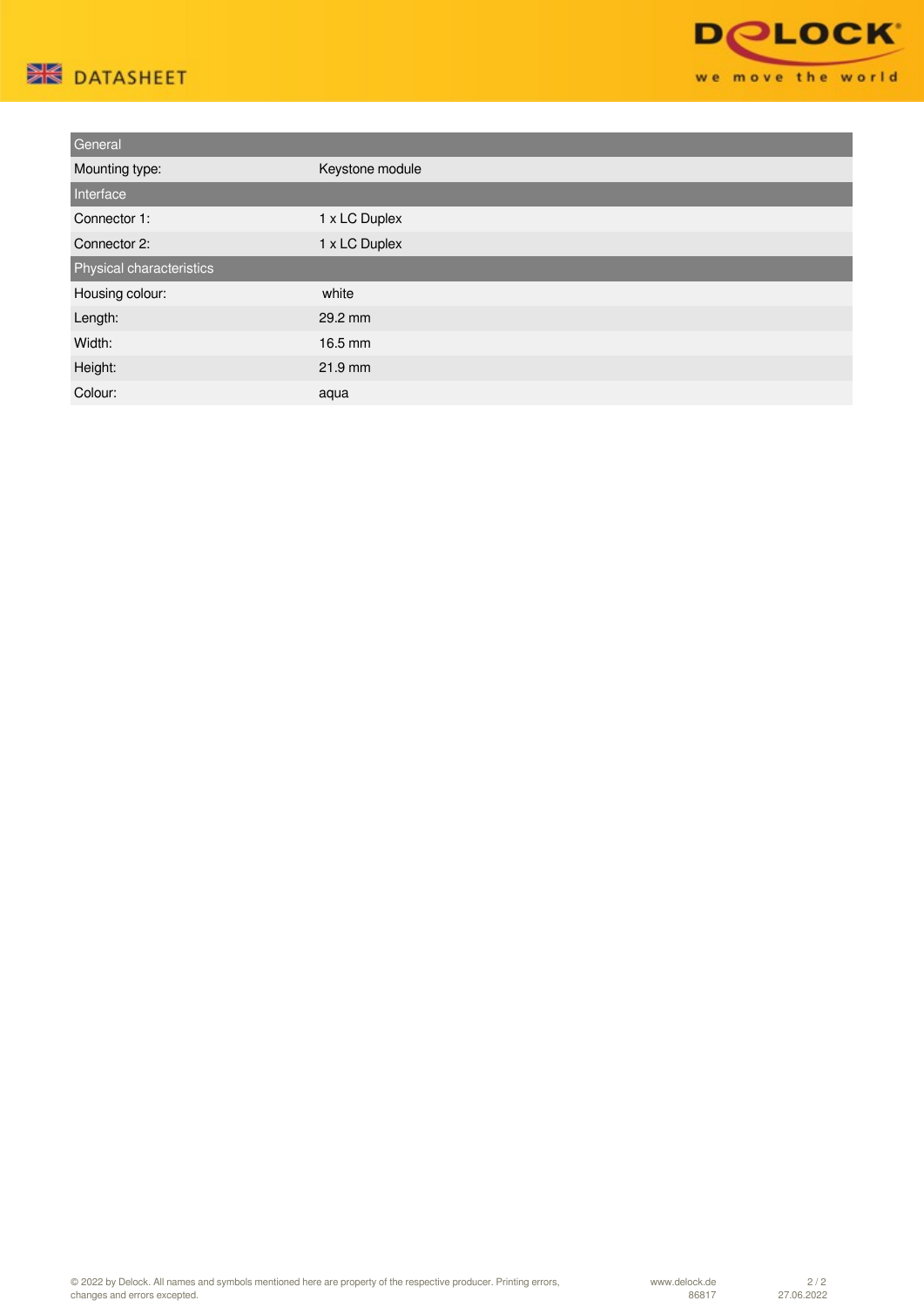| General | |
|---|---|
| Mounting type: | Keystone module |
| **Interface** | |
| Connector 1: | 1 x LC Duplex |
| Connector 2: | 1 x LC Duplex |
| **Physical characteristics** | |
| Housing colour: | white |
| Length: | 29.2 mm |
| Width: | 16.5 mm |
| Height: | 21.9 mm |
| Colour: | aqua |